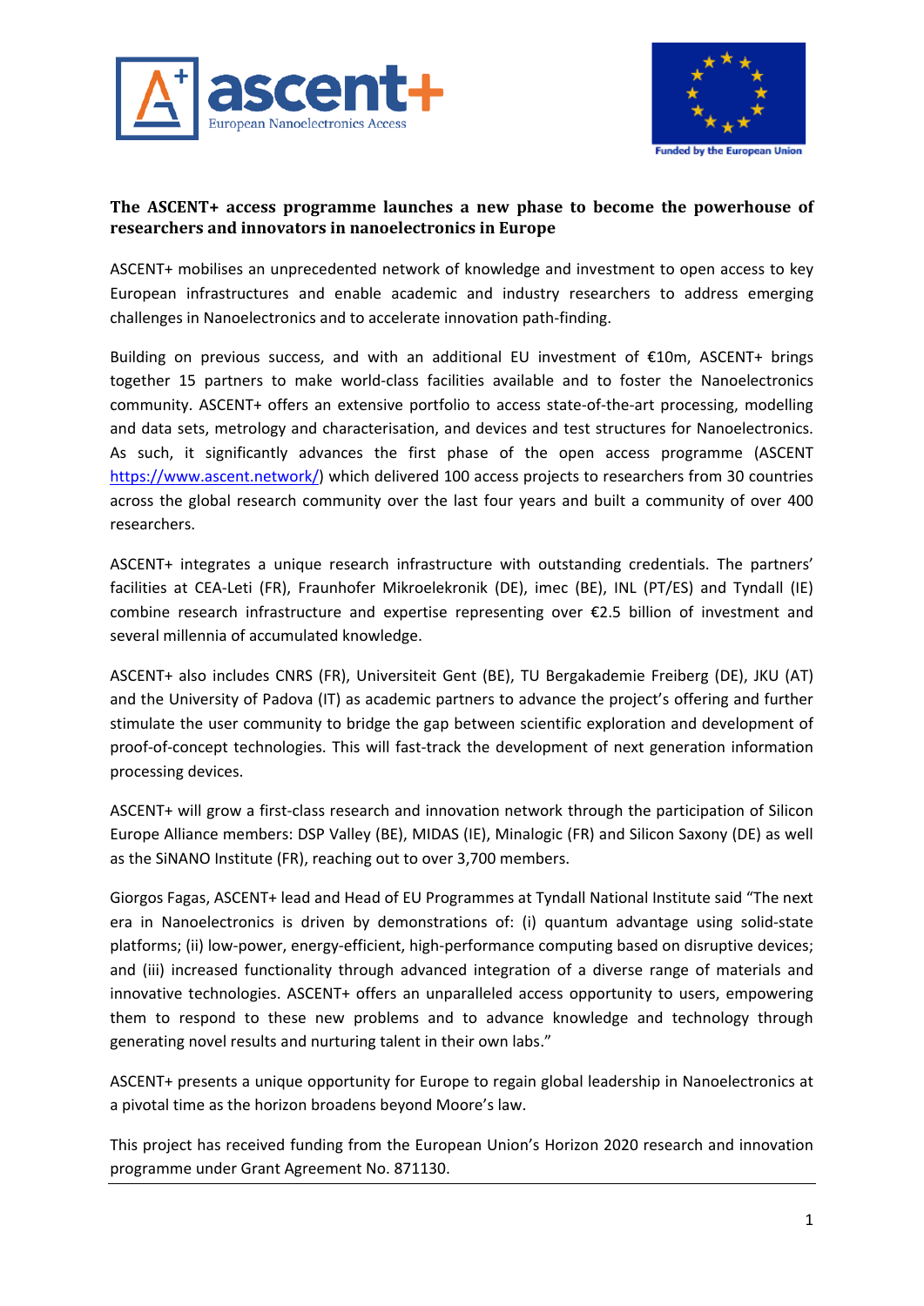**The ASCENT+ access programme launches a new phase to become the powerhouse of researchers and innovators in nanoelectronics in Europe**

ASCENT+ mobilises an unprecedented network of knowledge and investment to open access to key European infrastructures and enable academic and industry researchers to address emerging challenges in Nanoelectronics and to accelerate innovation path-finding.

Building on previous success, and with an additional EU investment of €10m, ASCENT+ brings together 15 partners to make world-class facilities available and to foster the Nanoelectronics community. ASCENT+ offers an extensive portfolio to access state-of-the-art processing, modelling and data sets, metrology and characterisation, and devices and test structures for Nanoelectronics. As such, it significantly advances the first phase of the open access programme (ASCENT https://www.ascent.network/) which delivered 100 access projects to researchers from 30 countries across the global research community over the last four years and built a community of over 400 researchers.

ASCENT+ integrates a unique research infrastructure with outstanding credentials. The partners' facilities at CEA-Leti (FR), Fraunhofer Mikroelekronik (DE), imec (BE), INL (PT/ES) and Tyndall (IE) combine research infrastructure and expertise representing over €2.5 billion of investment and several millennia of accumulated knowledge.

ASCENT+ also includes CNRS (FR), Universiteit Gent (BE), TU Bergakademie Freiberg (DE), JKU (AT) and the University of Padova (IT) as academic partners to advance the project's offering and further stimulate the user community to bridge the gap between scientific exploration and development of proof-of-concept technologies. This will fast-track the development of next generation information processing devices.

ASCENT+ will grow a first-class research and innovation network through the participation of Silicon Europe Alliance members: DSP Valley (BE), MIDAS (IE), Minalogic (FR) and Silicon Saxony (DE) as well as the SiNANO Institute (FR), reaching out to over 3,700 members.

Giorgos Fagas, ASCENT+ lead and Head of EU Programmes at Tyndall National Institute said "The next era in Nanoelectronics is driven by demonstrations of: (i) quantum advantage using solid-state platforms; (ii) low-power, energy-efficient, high-performance computing based on disruptive devices; and (iii) increased functionality through advanced integration of a diverse range of materials and innovative technologies. ASCENT+ offers an unparalleled access opportunity to users, empowering them to respond to these new problems and to advance knowledge and technology through generating novel results and nurturing talent in their own labs."

ASCENT+ presents a unique opportunity for Europe to regain global leadership in Nanoelectronics at a pivotal time as the horizon broadens beyond Moore's law.

This project has received funding from the European Union's Horizon 2020 research and innovation programme under Grant Agreement No. 871130.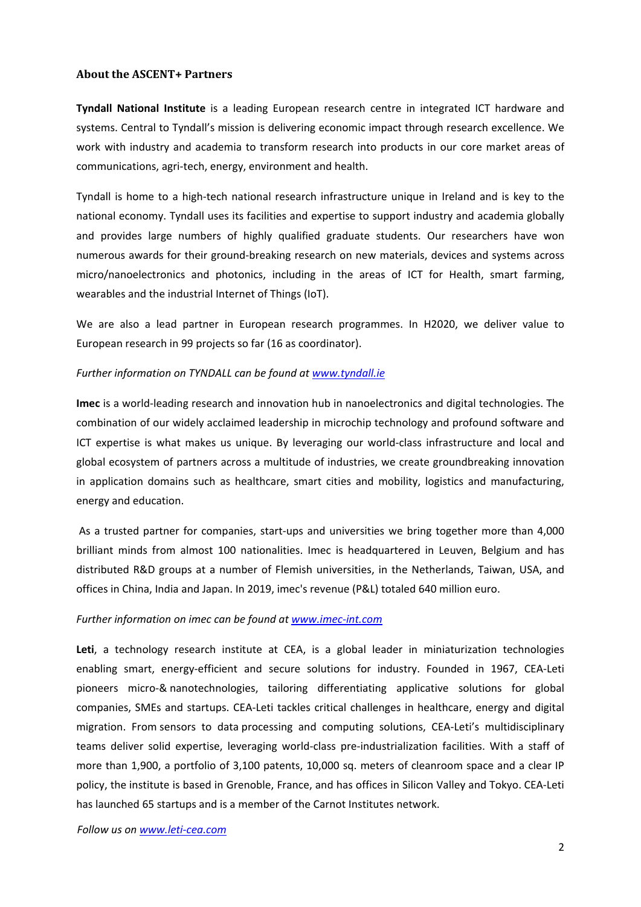### About the ASCENT+ Partners

**Tyndall National Institute** is a leading European research centre in integrated ICT hardware and systems. Central to Tyndall's mission is delivering economic impact through research excellence. We work with industry and academia to transform research into products in our core market areas of communications, agri-tech, energy, environment and health.

Tyndall is home to a high-tech national research infrastructure unique in Ireland and is key to the national economy. Tyndall uses its facilities and expertise to support industry and academia globally and provides large numbers of highly qualified graduate students. Our researchers have won numerous awards for their ground-breaking research on new materials, devices and systems across micro/nanoelectronics and photonics, including in the areas of ICT for Health, smart farming, wearables and the industrial Internet of Things (IoT).

We are also a lead partner in European research programmes. In H2020, we deliver value to European research in 99 projects so far (16 as coordinator).

*Further information on TYNDALL can be found at [www.tyndall.ie](www.tyndall.ie)*

**Imec** is a world-leading research and innovation hub in nanoelectronics and digital technologies. The combination of our widely acclaimed leadership in microchip technology and profound software and ICT expertise is what makes us unique. By leveraging our world-class infrastructure and local and global ecosystem of partners across a multitude of industries, we create groundbreaking innovation in application domains such as healthcare, smart cities and mobility, logistics and manufacturing, energy and education.

As a trusted partner for companies, start-ups and universities we bring together more than 4,000 brilliant minds from almost 100 nationalities. Imec is headquartered in Leuven, Belgium and has distributed R&D groups at a number of Flemish universities, in the Netherlands, Taiwan, USA, and offices in China, India and Japan. In 2019, imec's revenue (P&L) totaled 640 million euro.

*Further information on imec can be found at [www.imec-int.com](www.imec-int.com)*

**Leti**, a technology research institute at CEA, is a global leader in miniaturization technologies enabling smart, energy-efficient and secure solutions for industry. Founded in 1967, CEA-Leti pioneers micro-& nanotechnologies, tailoring differentiating applicative solutions for global companies, SMEs and startups. CEA-Leti tackles critical challenges in healthcare, energy and digital migration. From sensors to data processing and computing solutions, CEA-Leti's multidisciplinary teams deliver solid expertise, leveraging world-class pre-industrialization facilities. With a staff of more than 1,900, a portfolio of 3,100 patents, 10,000 sq. meters of cleanroom space and a clear IP policy, the institute is based in Grenoble, France, and has offices in Silicon Valley and Tokyo. CEA-Leti has launched 65 startups and is a member of the Carnot Institutes network.

*Follow us on [www.leti-cea.com](www.leti-cea.com)*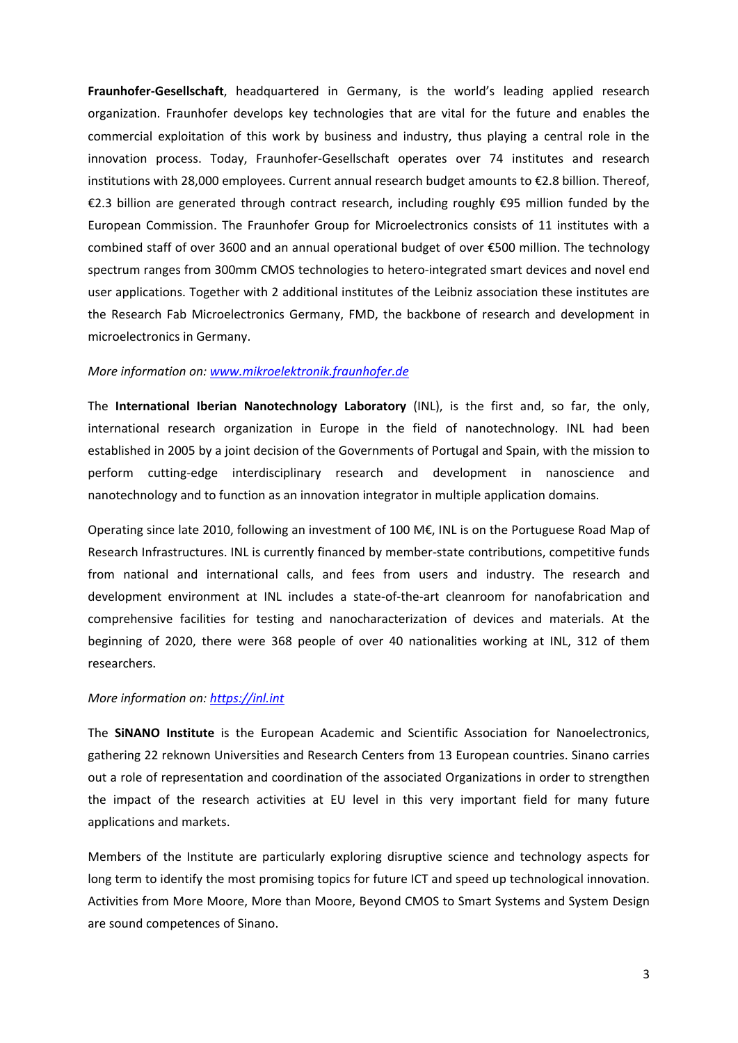**Fraunhofer-Gesellschaft**, headquartered in Germany, is the world's leading applied research organization. Fraunhofer develops key technologies that are vital for the future and enables the commercial exploitation of this work by business and industry, thus playing a central role in the innovation process. Today, Fraunhofer-Gesellschaft operates over 74 institutes and research institutions with 28,000 employees. Current annual research budget amounts to €2.8 billion. Thereof, €2.3 billion are generated through contract research, including roughly €95 million funded by the European Commission. The Fraunhofer Group for Microelectronics consists of 11 institutes with a combined staff of over 3600 and an annual operational budget of over €500 million. The technology spectrum ranges from 300mm CMOS technologies to hetero-integrated smart devices and novel end user applications. Together with 2 additional institutes of the Leibniz association these institutes are the Research Fab Microelectronics Germany, FMD, the backbone of research and development in microelectronics in Germany.

*More information on: [www.mikroelektronik.fraunhofer.de](www.mikroelektronik.fraunhofer.de)*

The **International Iberian Nanotechnology Laboratory** (INL), is the first and, so far, the only, international research organization in Europe in the field of nanotechnology. INL had been established in 2005 by a joint decision of the Governments of Portugal and Spain, with the mission to perform cutting-edge interdisciplinary research and development in nanoscience and nanotechnology and to function as an innovation integrator in multiple application domains.

Operating since late 2010, following an investment of 100 M€, INL is on the Portuguese Road Map of Research Infrastructures. INL is currently financed by member-state contributions, competitive funds from national and international calls, and fees from users and industry. The research and development environment at INL includes a state-of-the-art cleanroom for nanofabrication and comprehensive facilities for testing and nanocharacterization of devices and materials. At the beginning of 2020, there were 368 people of over 40 nationalities working at INL, 312 of them researchers.

*More information on: [https://inl.int](https://inl.int)*

The **SiNANO Institute** is the European Academic and Scientific Association for Nanoelectronics, gathering 22 reknown Universities and Research Centers from 13 European countries. Sinano carries out a role of representation and coordination of the associated Organizations in order to strengthen the impact of the research activities at EU level in this very important field for many future applications and markets.

Members of the Institute are particularly exploring disruptive science and technology aspects for long term to identify the most promising topics for future ICT and speed up technological innovation. Activities from More Moore, More than Moore, Beyond CMOS to Smart Systems and System Design are sound competences of Sinano.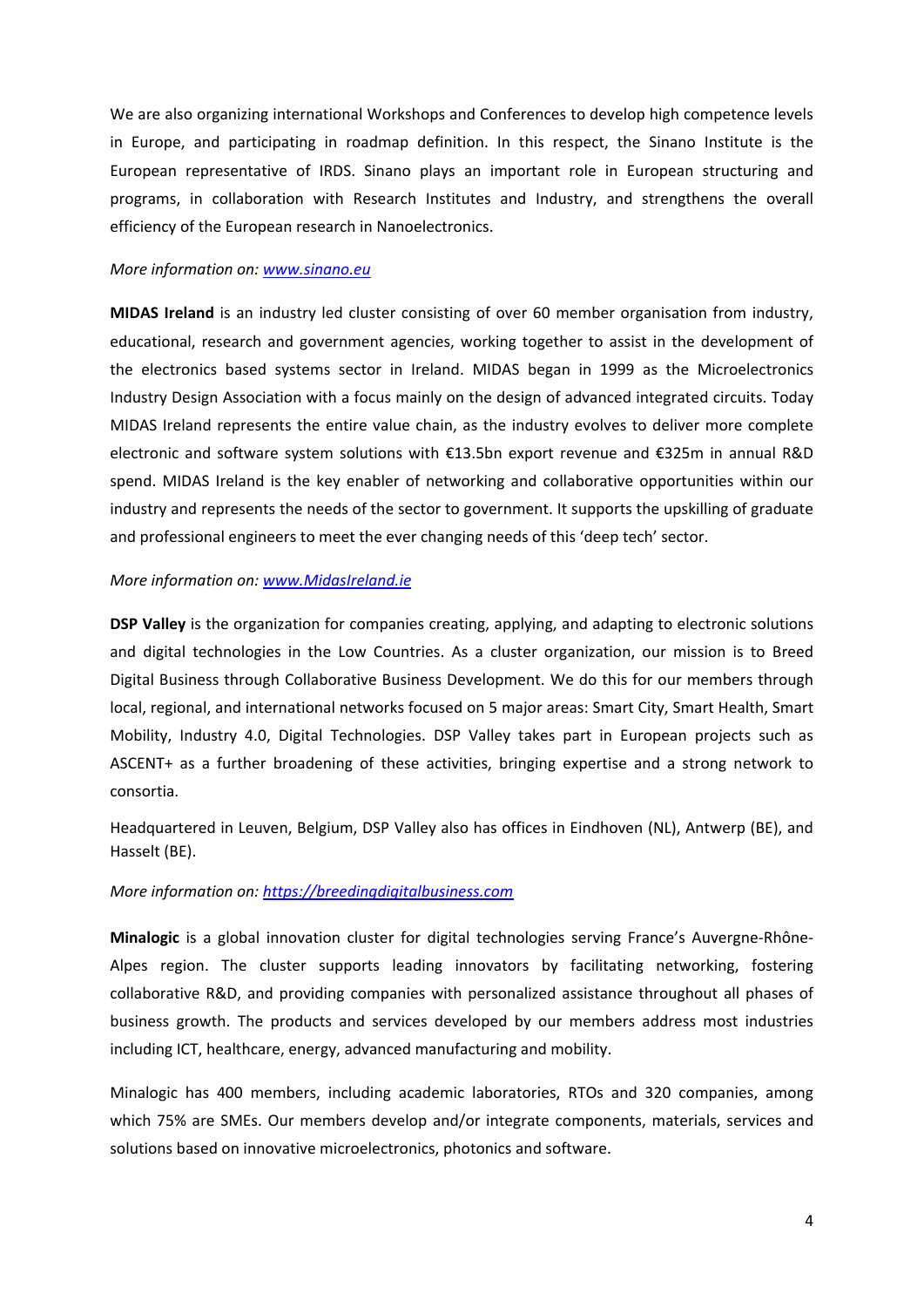We are also organizing international Workshops and Conferences to develop high competence levels in Europe, and participating in roadmap definition. In this respect, the Sinano Institute is the European representative of IRDS. Sinano plays an important role in European structuring and programs, in collaboration with Research Institutes and Industry, and strengthens the overall efficiency of the European research in Nanoelectronics.

*More information on: [www.sinano.eu](www.sinano.eu)*

**MIDAS Ireland** is an industry led cluster consisting of over 60 member organisation from industry, educational, research and government agencies, working together to assist in the development of the electronics based systems sector in Ireland. MIDAS began in 1999 as the Microelectronics Industry Design Association with a focus mainly on the design of advanced integrated circuits. Today MIDAS Ireland represents the entire value chain, as the industry evolves to deliver more complete electronic and software system solutions with €13.5bn export revenue and €325m in annual R&D spend. MIDAS Ireland is the key enabler of networking and collaborative opportunities within our industry and represents the needs of the sector to government. It supports the upskilling of graduate and professional engineers to meet the ever changing needs of this 'deep tech' sector.

*More information on: [www.MidasIreland.ie](www.MidasIreland.ie)*

**DSP Valley** is the organization for companies creating, applying, and adapting to electronic solutions and digital technologies in the Low Countries. As a cluster organization, our mission is to Breed Digital Business through Collaborative Business Development. We do this for our members through local, regional, and international networks focused on 5 major areas: Smart City, Smart Health, Smart Mobility, Industry 4.0, Digital Technologies. DSP Valley takes part in European projects such as ASCENT+ as a further broadening of these activities, bringing expertise and a strong network to consortia.

Headquartered in Leuven, Belgium, DSP Valley also has offices in Eindhoven (NL), Antwerp (BE), and Hasselt (BE).

*More information on: [https://breedingdigitalbusiness.com](https://breedingdigitalbusiness.com)*

**Minalogic** is a global innovation cluster for digital technologies serving France's Auvergne-Rhône-Alpes region. The cluster supports leading innovators by facilitating networking, fostering collaborative R&D, and providing companies with personalized assistance throughout all phases of business growth. The products and services developed by our members address most industries including ICT, healthcare, energy, advanced manufacturing and mobility.

Minalogic has 400 members, including academic laboratories, RTOs and 320 companies, among which 75% are SMEs. Our members develop and/or integrate components, materials, services and solutions based on innovative microelectronics, photonics and software.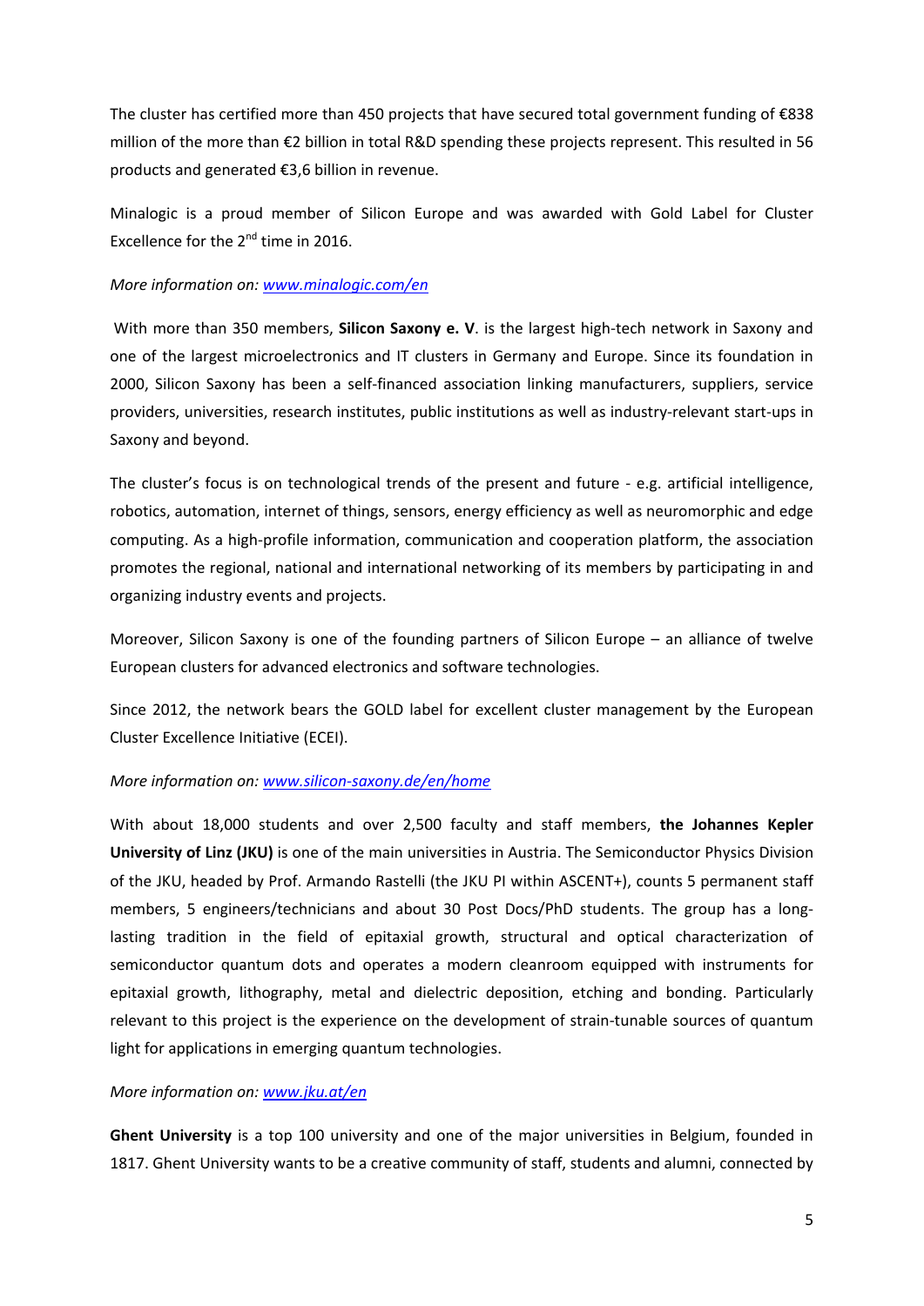The cluster has certified more than 450 projects that have secured total government funding of €838 million of the more than €2 billion in total R&D spending these projects represent. This resulted in 56 products and generated €3,6 billion in revenue.

Minalogic is a proud member of Silicon Europe and was awarded with Gold Label for Cluster Excellence for the 2nd time in 2016.

*More information on: [www.minalogic.com/en](www.minalogic.com/en)*

With more than 350 members, **Silicon Saxony e. V**. is the largest high-tech network in Saxony and one of the largest microelectronics and IT clusters in Germany and Europe. Since its foundation in 2000, Silicon Saxony has been a self-financed association linking manufacturers, suppliers, service providers, universities, research institutes, public institutions as well as industry-relevant start-ups in Saxony and beyond.

The cluster's focus is on technological trends of the present and future - e.g. artificial intelligence, robotics, automation, internet of things, sensors, energy efficiency as well as neuromorphic and edge computing. As a high-profile information, communication and cooperation platform, the association promotes the regional, national and international networking of its members by participating in and organizing industry events and projects.

Moreover, Silicon Saxony is one of the founding partners of Silicon Europe – an alliance of twelve European clusters for advanced electronics and software technologies.

Since 2012, the network bears the GOLD label for excellent cluster management by the European Cluster Excellence Initiative (ECEI).

*More information on: [www.silicon-saxony.de/en/home](www.silicon-saxony.de/en/home)*

With about 18,000 students and over 2,500 faculty and staff members, **the Johannes Kepler University of Linz (JKU)** is one of the main universities in Austria. The Semiconductor Physics Division of the JKU, headed by Prof. Armando Rastelli (the JKU PI within ASCENT+), counts 5 permanent staff members, 5 engineers/technicians and about 30 Post Docs/PhD students. The group has a long-lasting tradition in the field of epitaxial growth, structural and optical characterization of semiconductor quantum dots and operates a modern cleanroom equipped with instruments for epitaxial growth, lithography, metal and dielectric deposition, etching and bonding. Particularly relevant to this project is the experience on the development of strain-tunable sources of quantum light for applications in emerging quantum technologies.

*More information on: [www.jku.at/en](www.jku.at/en)*

**Ghent University** is a top 100 university and one of the major universities in Belgium, founded in 1817. Ghent University wants to be a creative community of staff, students and alumni, connected by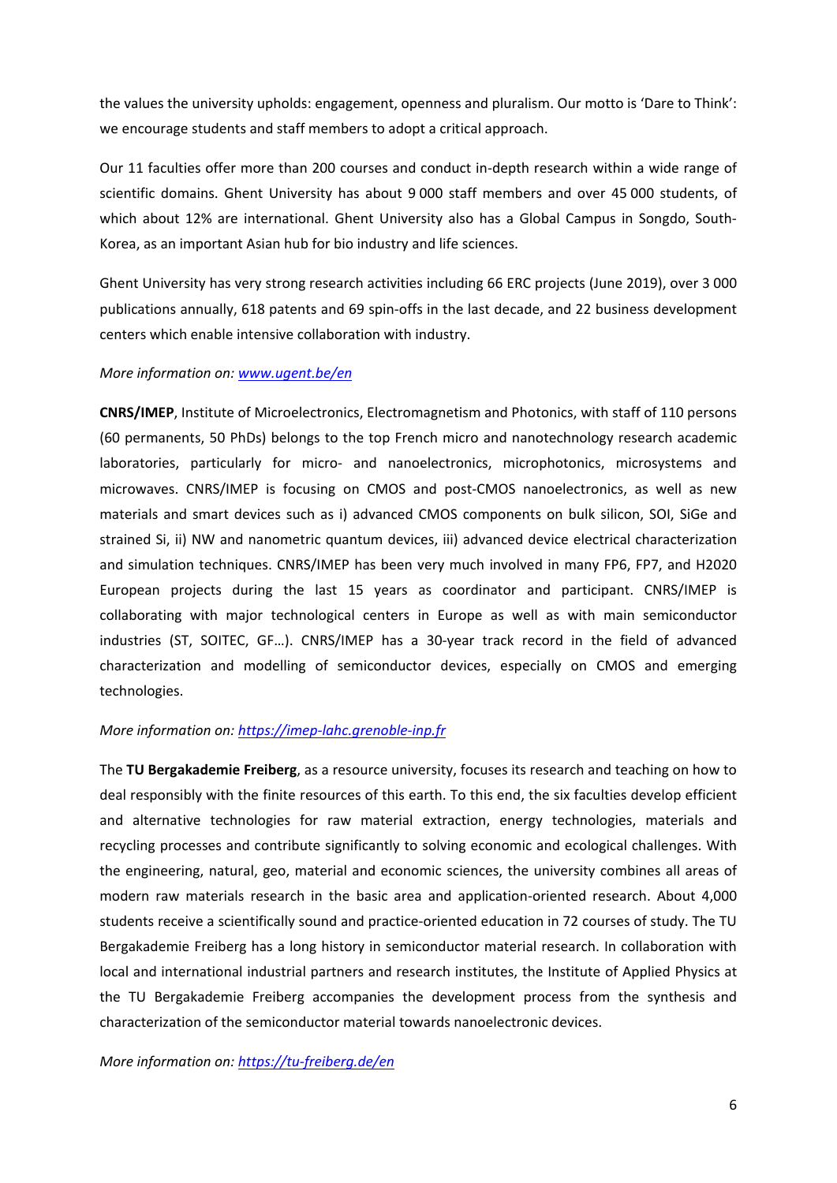the values the university upholds: engagement, openness and pluralism. Our motto is 'Dare to Think': we encourage students and staff members to adopt a critical approach.

Our 11 faculties offer more than 200 courses and conduct in-depth research within a wide range of scientific domains. Ghent University has about 9 000 staff members and over 45 000 students, of which about 12% are international. Ghent University also has a Global Campus in Songdo, South-Korea, as an important Asian hub for bio industry and life sciences.

Ghent University has very strong research activities including 66 ERC projects (June 2019), over 3 000 publications annually, 618 patents and 69 spin-offs in the last decade, and 22 business development centers which enable intensive collaboration with industry.

*More information on: [www.ugent.be/en](www.ugent.be/en)*

**CNRS/IMEP**, Institute of Microelectronics, Electromagnetism and Photonics, with staff of 110 persons (60 permanents, 50 PhDs) belongs to the top French micro and nanotechnology research academic laboratories, particularly for micro- and nanoelectronics, microphotonics, microsystems and microwaves. CNRS/IMEP is focusing on CMOS and post-CMOS nanoelectronics, as well as new materials and smart devices such as i) advanced CMOS components on bulk silicon, SOI, SiGe and strained Si, ii) NW and nanometric quantum devices, iii) advanced device electrical characterization and simulation techniques. CNRS/IMEP has been very much involved in many FP6, FP7, and H2020 European projects during the last 15 years as coordinator and participant. CNRS/IMEP is collaborating with major technological centers in Europe as well as with main semiconductor industries (ST, SOITEC, GF…). CNRS/IMEP has a 30-year track record in the field of advanced characterization and modelling of semiconductor devices, especially on CMOS and emerging technologies.

*More information on: [https://imep-lahc.grenoble-inp.fr](https://imep-lahc.grenoble-inp.fr)*

The **TU Bergakademie Freiberg**, as a resource university, focuses its research and teaching on how to deal responsibly with the finite resources of this earth. To this end, the six faculties develop efficient and alternative technologies for raw material extraction, energy technologies, materials and recycling processes and contribute significantly to solving economic and ecological challenges. With the engineering, natural, geo, material and economic sciences, the university combines all areas of modern raw materials research in the basic area and application-oriented research. About 4,000 students receive a scientifically sound and practice-oriented education in 72 courses of study. The TU Bergakademie Freiberg has a long history in semiconductor material research. In collaboration with local and international industrial partners and research institutes, the Institute of Applied Physics at the TU Bergakademie Freiberg accompanies the development process from the synthesis and characterization of the semiconductor material towards nanoelectronic devices.

*More information on: [https://tu-freiberg.de/en](https://tu-freiberg.de/en)*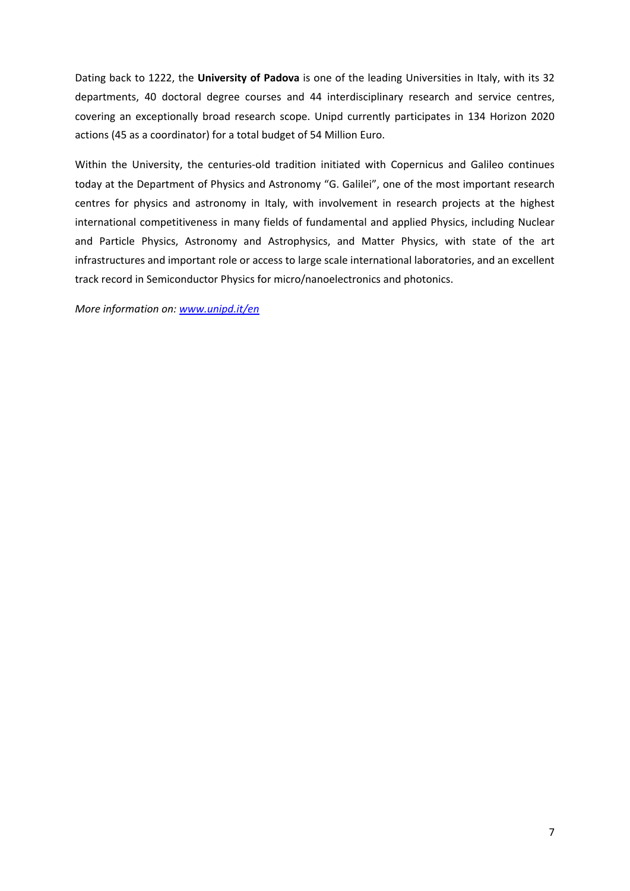Dating back to 1222, the **University of Padova** is one of the leading Universities in Italy, with its 32 departments, 40 doctoral degree courses and 44 interdisciplinary research and service centres, covering an exceptionally broad research scope. Unipd currently participates in 134 Horizon 2020 actions (45 as a coordinator) for a total budget of 54 Million Euro.

Within the University, the centuries-old tradition initiated with Copernicus and Galileo continues today at the Department of Physics and Astronomy "G. Galilei", one of the most important research centres for physics and astronomy in Italy, with involvement in research projects at the highest international competitiveness in many fields of fundamental and applied Physics, including Nuclear and Particle Physics, Astronomy and Astrophysics, and Matter Physics, with state of the art infrastructures and important role or access to large scale international laboratories, and an excellent track record in Semiconductor Physics for micro/nanoelectronics and photonics.

*More information on: [www.unipd.it/en](http://www.unipd.it/en)*